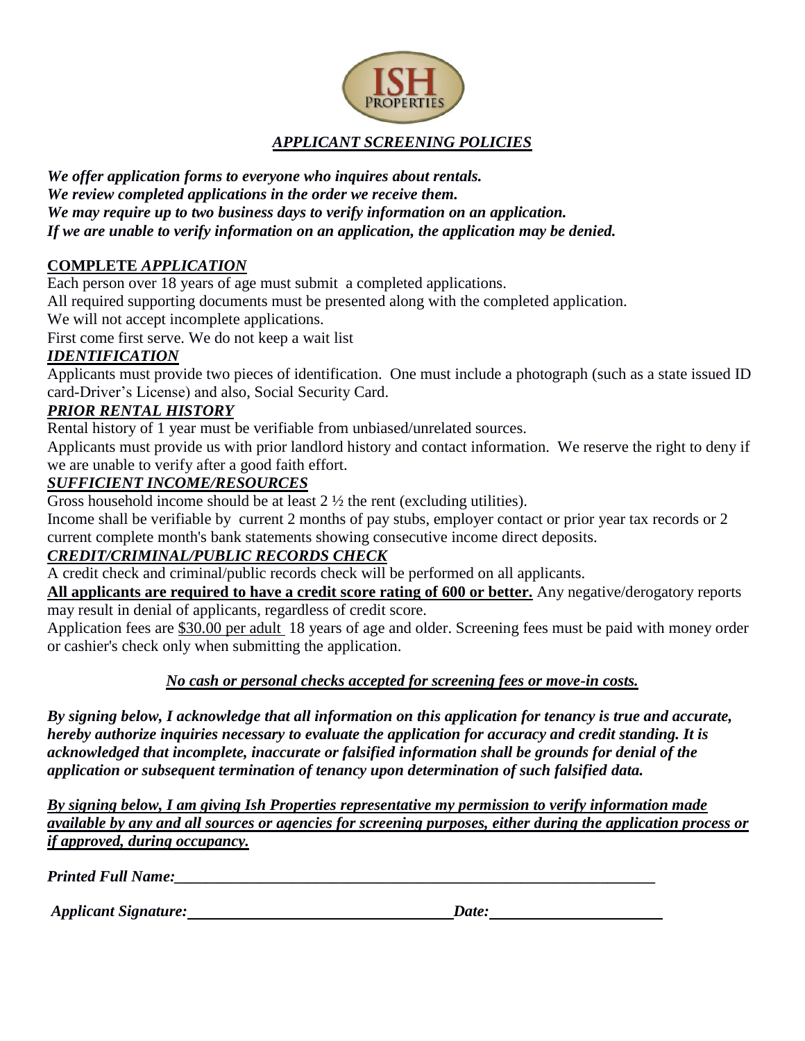ISH PROPERTIES

# *APPLICANT SCREENING POLICIES*

***We offer application forms to everyone who inquires about rentals.***
***We review completed applications in the order we receive them.***
***We may require up to two business days to verify information on an application.***
***If we are unable to verify information on an application, the application may be denied.***

## **COMPLETE *APPLICATION***

Each person over 18 years of age must submit a completed applications.
All required supporting documents must be presented along with the completed application.
We will not accept incomplete applications.
First come first serve. We do not keep a wait list

## ***IDENTIFICATION***

Applicants must provide two pieces of identification. One must include a photograph (such as a state issued ID card-Driver's License) and also, Social Security Card.

## ***PRIOR RENTAL HISTORY***

Rental history of 1 year must be verifiable from unbiased/unrelated sources.
Applicants must provide us with prior landlord history and contact information. We reserve the right to deny if we are unable to verify after a good faith effort.

## ***SUFFICIENT INCOME/RESOURCES***

Gross household income should be at least 2 ½ the rent (excluding utilities).
Income shall be verifiable by current 2 months of pay stubs, employer contact or prior year tax records or 2 current complete month's bank statements showing consecutive income direct deposits.

## ***CREDIT/CRIMINAL/PUBLIC RECORDS CHECK***

A credit check and criminal/public records check will be performed on all applicants.
**All applicants are required to have a credit score rating of 600 or better.** Any negative/derogatory reports may result in denial of applicants, regardless of credit score.
Application fees are $30.00 per adult 18 years of age and older. Screening fees must be paid with money order or cashier's check only when submitting the application.

***No cash or personal checks accepted for screening fees or move-in costs.***

***By signing below, I acknowledge that all information on this application for tenancy is true and accurate, hereby authorize inquiries necessary to evaluate the application for accuracy and credit standing. It is acknowledged that incomplete, inaccurate or falsified information shall be grounds for denial of the application or subsequent termination of tenancy upon determination of such falsified data.***

***By signing below, I am giving Ish Properties representative my permission to verify information made available by any and all sources or agencies for screening purposes, either during the application process or if approved, during occupancy.***

***Printed Full Name:***_______________________________________________

***Applicant Signature:***______________________________ ***Date:***____________________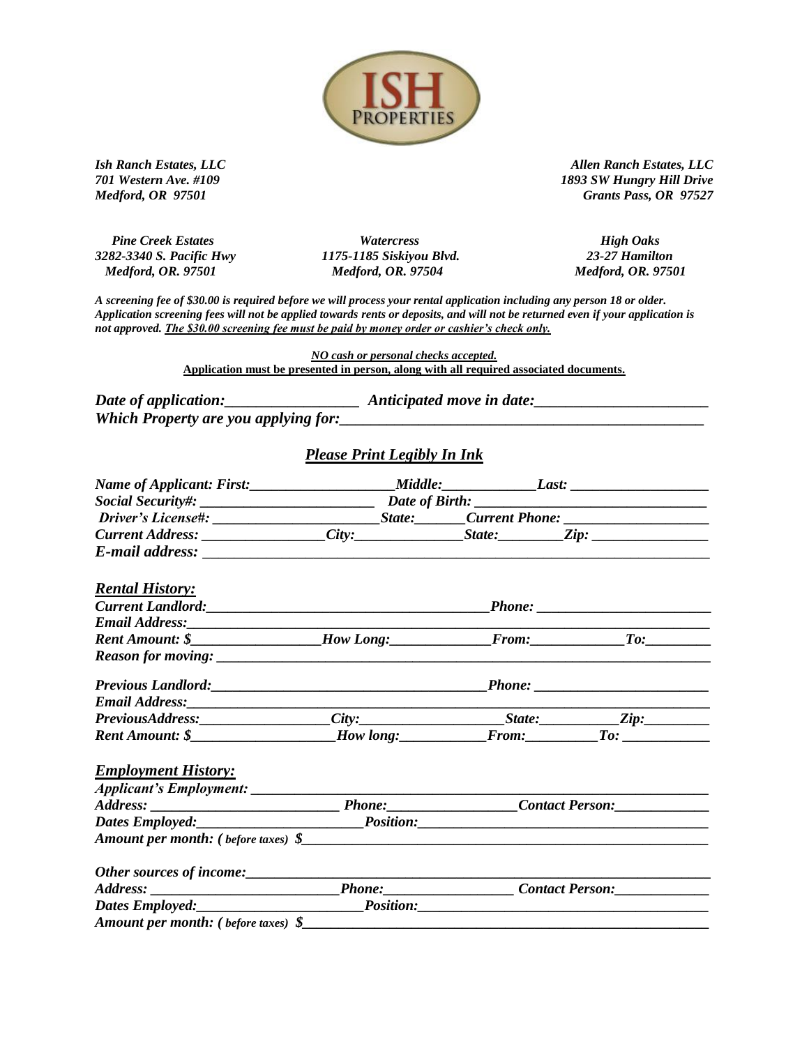ISH PROPERTIES

*Ish Ranch Estates, LLC*
*701 Western Ave. #109*
*Medford, OR 97501*

*Allen Ranch Estates, LLC*
*1893 SW Hungry Hill Drive*
*Grants Pass, OR 97527*

*Pine Creek Estates*
*3282-3340 S. Pacific Hwy*
*Medford, OR. 97501*

*Watercress*
*1175-1185 Siskiyou Blvd.*
*Medford, OR. 97504*

*High Oaks*
*23-27 Hamilton*
*Medford, OR. 97501*

***A screening fee of $30.00 is required before we will process your rental application including any person 18 or older. Application screening fees will not be applied towards rents or deposits, and will not be returned even if your application is not approved. The $30.00 screening fee must be paid by money order or cashier's check only.***

***NO cash or personal checks accepted.***
**Application must be presented in person, along with all required associated documents.**

***Date of application:_________________ Anticipated move in date:______________________***
***Which Property are you applying for:_______________________________________________***

## *Please Print Legibly In Ink*

***Name of Applicant: First:____________________Middle:_____________Last: ___________________***
***Social Security#: ________________________ Date of Birth: _______________________________***
***Driver's License#: _______________________State:_______Current Phone: ____________________***
***Current Address: _________________City:_______________State:_________Zip: ________________***
***E-mail address: ______________________________________________________________________***

### *Rental History:*

***Current Landlord:______________________________________Phone: ________________________***
***Email Address:________________________________________________________________________***
***Rent Amount: $_________________How Long:______________From:_____________To:_________***
***Reason for moving: ____________________________________________________________________***

***Previous Landlord:_____________________________________Phone: ________________________***
***Email Address:________________________________________________________________________***
***PreviousAddress:_________________City:___________________State:___________Zip:_________***
***Rent Amount: $____________________How long:____________From:__________To: ____________***

### *Employment History:*

***Applicant's Employment: ________________________________________________________________***
***Address: _________________________ Phone:_________________Contact Person:_____________***
***Dates Employed:______________________Position:_______________________________________***
***Amount per month: ( before taxes) $_________________________________________________________***

***Other sources of income:________________________________________________________________***
***Address: __________________________Phone:_________________ Contact Person:_____________***
***Dates Employed:______________________Position:_______________________________________***
***Amount per month: ( before taxes) $_________________________________________________________***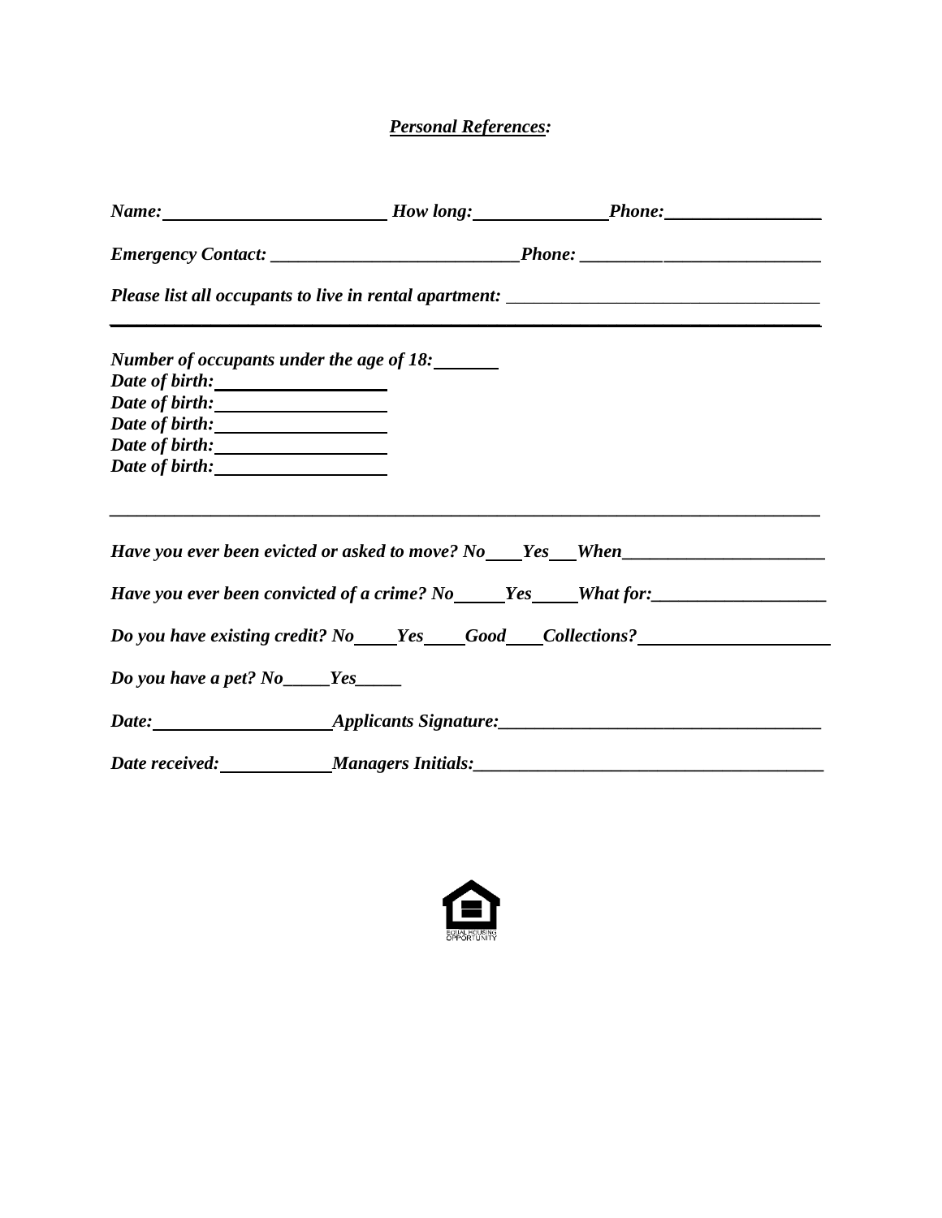***Personal References:***

***Name:*** ________________________ ***How long:*** ______________ ***Phone:*** ________________

***Emergency Contact:*** ___________________________ ***Phone:*** _________________________

***Please list all occupants to live in rental apartment:*** __________________________________
_____________________________________________________________________________

***Number of occupants under the age of 18:*** ______
***Date of birth:*** _________________
***Date of birth:*** _________________
***Date of birth:*** _________________
***Date of birth:*** _________________
***Date of birth:*** _________________

_____________________________________________________________________________

***Have you ever been evicted or asked to move? No____ Yes___ When*** ______________________

***Have you ever been convicted of a crime? No_____ Yes_____ What for:*** __________________

***Do you have existing credit? No____ Yes____ Good____ Collections?*** ____________________

***Do you have a pet? No_____ Yes_____***

***Date:*** ___________________ ***Applicants Signature:*** __________________________________

***Date received:*** ____________ ***Managers Initials:*** _____________________________________

EQUAL HOUSING OPPORTUNITY